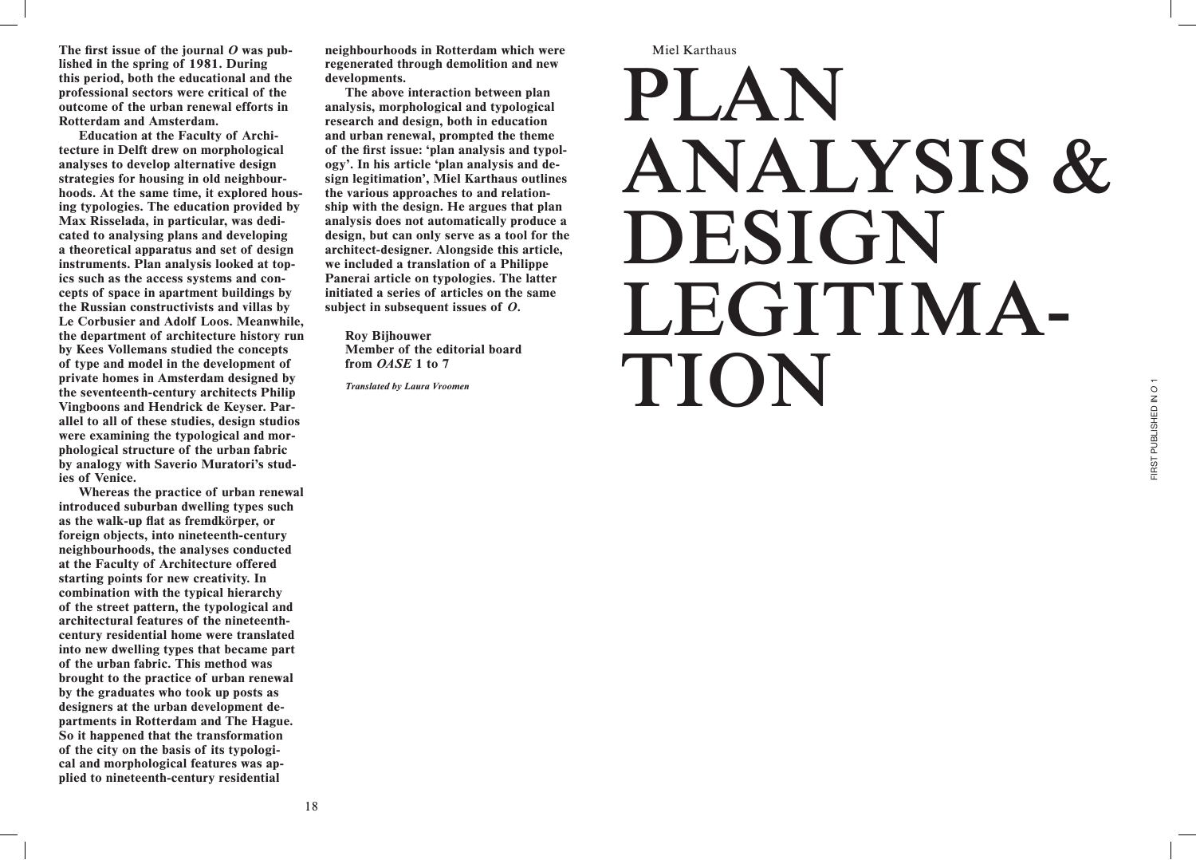**The first issue of the journal *O* was published in the spring of 1981. During this period, both the educational and the professional sectors were critical of the outcome of the urban renewal efforts in Rotterdam and Amsterdam.**

**Education at the Faculty of Architecture in Delft drew on morphological analyses to develop alternative design strategies for housing in old neighbourhoods. At the same time, it explored housing typologies. The education provided by Max Risselada, in particular, was dedicated to analysing plans and developing a theoretical apparatus and set of design instruments. Plan analysis looked at topics such as the access systems and concepts of space in apartment buildings by the Russian constructivists and villas by Le Corbusier and Adolf Loos. Meanwhile, the department of architecture history run by Kees Vollemans studied the concepts of type and model in the development of private homes in Amsterdam designed by the seventeenth-century architects Philip Vingboons and Hendrick de Keyser. Parallel to all of these studies, design studios were examining the typological and morphological structure of the urban fabric by analogy with Saverio Muratori's studies of Venice.**

**Whereas the practice of urban renewal introduced suburban dwelling types such as the walk-up flat as fremdkörper, or foreign objects, into nineteenth-century neighbourhoods, the analyses conducted at the Faculty of Architecture offered starting points for new creativity. In combination with the typical hierarchy of the street pattern, the typological and architectural features of the nineteenth-century residential home were translated into new dwelling types that became part of the urban fabric. This method was brought to the practice of urban renewal by the graduates who took up posts as designers at the urban development departments in Rotterdam and The Hague. So it happened that the transformation of the city on the basis of its typological and morphological features was applied to nineteenth-century residential neighbourhoods in Rotterdam which were regenerated through demolition and new developments.**

**The above interaction between plan analysis, morphological and typological research and design, both in education and urban renewal, prompted the theme of the first issue: 'plan analysis and typology'. In his article 'plan analysis and design legitimation', Miel Karthaus outlines the various approaches to and relationship with the design. He argues that plan analysis does not automatically produce a design, but can only serve as a tool for the architect-designer. Alongside this article, we included a translation of a Philippe Panerai article on typologies. The latter initiated a series of articles on the same subject in subsequent issues of *O*.**

**Roy Bijhouwer**
**Member of the editorial board from *OASE* 1 to 7**

***Translated by Laura Vroomen***

Miel Karthaus

# PLAN ANALYSIS & DESIGN LEGITIMATION

FIRST PUBLISHED IN *O* 1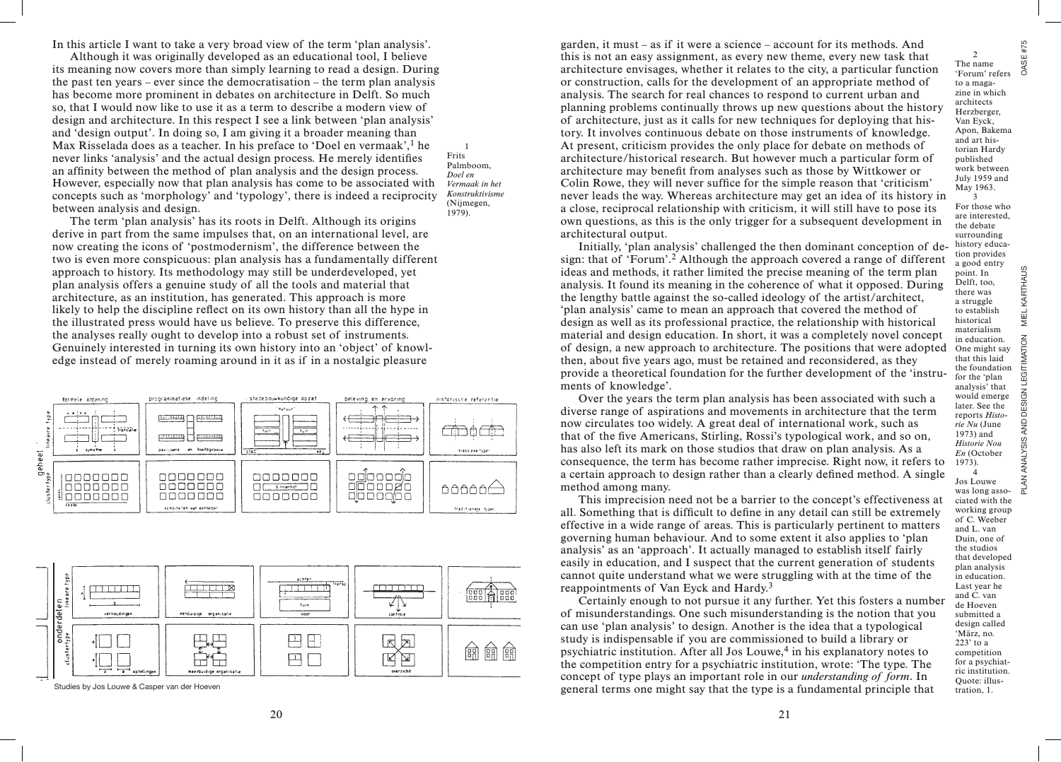In this article I want to take a very broad view of the term 'plan analysis'.

Although it was originally developed as an educational tool, I believe its meaning now covers more than simply learning to read a design. During the past ten years – ever since the democratisation – the term plan analysis has become more prominent in debates on architecture in Delft. So much so, that I would now like to use it as a term to describe a modern view of design and architecture. In this respect I see a link between 'plan analysis' and 'design output'. In doing so, I am giving it a broader meaning than Max Risselada does as a teacher. In his preface to 'Doel en vermaak',[1] he never links 'analysis' and the actual design process. He merely identifies an affinity between the method of plan analysis and the design process. However, especially now that plan analysis has come to be associated with concepts such as 'morphology' and 'typology', there is indeed a reciprocity between analysis and design.

The term 'plan analysis' has its roots in Delft. Although its origins derive in part from the same impulses that, on an international level, are now creating the icons of 'postmodernism', the difference between the two is even more conspicuous: plan analysis has a fundamentally different approach to history. Its methodology may still be underdeveloped, yet plan analysis offers a genuine study of all the tools and material that architecture, as an institution, has generated. This approach is more likely to help the discipline reflect on its own history than all the hype in the illustrated press would have us believe. To preserve this difference, the analyses really ought to develop into a robust set of instruments. Genuinely interested in turning its own history into an 'object' of knowledge instead of merely roaming around in it as if in a nostalgic pleasure garden, it must – as if it were a science – account for its methods. And this is not an easy assignment, as every new theme, every new task that architecture envisages, whether it relates to the city, a particular function or construction, calls for the development of an appropriate method of analysis. The search for real chances to respond to current urban and planning problems continually throws up new questions about the history of architecture, just as it calls for new techniques for deploying that history. It involves continuous debate on those instruments of knowledge. At present, criticism provides the only place for debate on methods of architecture/historical research. But however much a particular form of architecture may benefit from analyses such as those by Wittkower or Colin Rowe, they will never suffice for the simple reason that 'criticism' never leads the way. Whereas architecture may get an idea of its history in a close, reciprocal relationship with criticism, it will still have to pose its own questions, as this is the only trigger for a subsequent development in architectural output.

Initially, 'plan analysis' challenged the then dominant conception of design: that of 'Forum'.[2] Although the approach covered a range of different ideas and methods, it rather limited the precise meaning of the term plan analysis. It found its meaning in the coherence of what it opposed. During the lengthy battle against the so-called ideology of the artist/architect, 'plan analysis' came to mean an approach that covered the method of design as well as its professional practice, the relationship with historical material and design education. In short, it was a completely novel concept of design, a new approach to architecture. The positions that were adopted then, about five years ago, must be retained and reconsidered, as they provide a theoretical foundation for the further development of the 'instruments of knowledge'.

Over the years the term plan analysis has been associated with such a diverse range of aspirations and movements in architecture that the term now circulates too widely. A great deal of international work, such as that of the five Americans, Stirling, Rossi's typological work, and so on, has also left its mark on those studios that draw on plan analysis. As a consequence, the term has become rather imprecise. Right now, it refers to a certain approach to design rather than a clearly defined method. A single method among many.

This imprecision need not be a barrier to the concept's effectiveness at all. Something that is difficult to define in any detail can still be extremely effective in a wide range of areas. This is particularly pertinent to matters governing human behaviour. And to some extent it also applies to 'plan analysis' as an 'approach'. It actually managed to establish itself fairly easily in education, and I suspect that the current generation of students cannot quite understand what we were struggling with at the time of the reappointments of Van Eyck and Hardy.[3]

Certainly enough to not pursue it any further. Yet this fosters a number of misunderstandings. One such misunderstanding is the notion that you can use 'plan analysis' to design. Another is the idea that a typological study is indispensable if you are commissioned to build a library or psychiatric institution. After all Jos Louwe,[4] in his explanatory notes to the competition entry for a psychiatric institution, wrote: 'The type. The concept of type plays an important role in our *understanding of form*. In general terms one might say that the type is a fundamental principle that

Studies by Jos Louwe & Casper van der Hoeven

1 Frits Palmboom, *Doel en Vermaak in het Konstruktivisme* (Nijmegen, 1979).

2 The name 'Forum' refers to a magazine in which architects Herzberger, Van Eyck, Apon, Bakema and art historian Hardy published work between July 1959 and May 1963.

3 For those who are interested, the debate surrounding history education provides a good entry point. In Delft, too, there was a struggle to establish historical materialism in education. One might say that this laid the foundation for the 'plan analysis' that would emerge later. See the reports *Historie Nu* (June 1973) and *Historie Nou En* (October 1973).

4 Jos Louwe was long associated with the working group of C. Weeber and L. van Duin, one of the studios that developed plan analysis in education. Last year he and C. van de Hoeven submitted a design called 'März, no. 223' to a competition for a psychiatric institution. Quote: illustration, 1.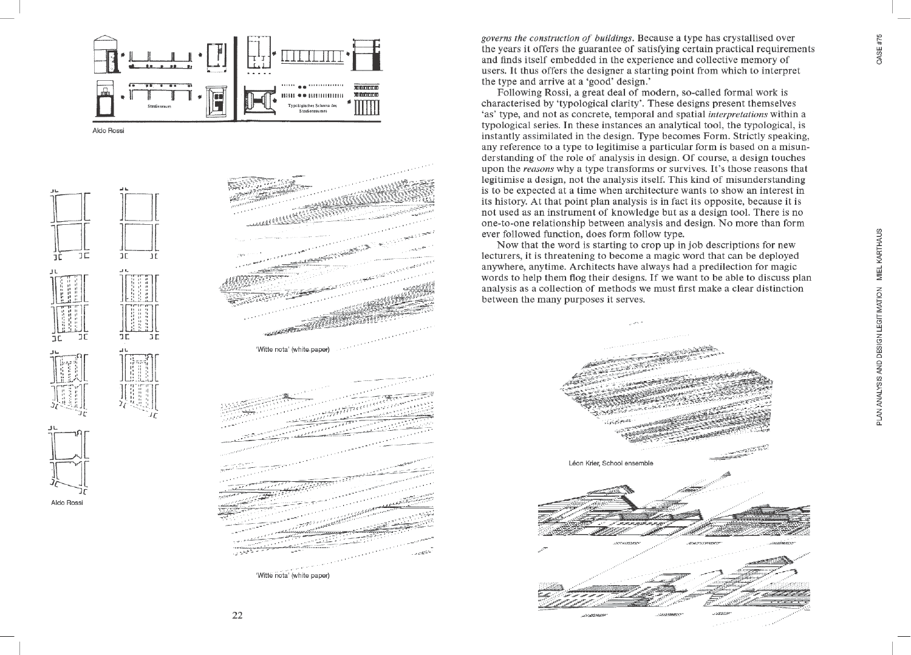Aldo Rossi

Aldo Rossi

'Witte nota' (white paper)

'Witte nota' (white paper)

*governs the construction of buildings*. Because a type has crystallised over the years it offers the guarantee of satisfying certain practical requirements and finds itself embedded in the experience and collective memory of users. It thus offers the designer a starting point from which to interpret the type and arrive at a 'good' design.'

Following Rossi, a great deal of modern, so-called formal work is characterised by 'typological clarity'. These designs present themselves 'as' type, and not as concrete, temporal and spatial *interpretations* within a typological series. In these instances an analytical tool, the typological, is instantly assimilated in the design. Type becomes Form. Strictly speaking, any reference to a type to legitimise a particular form is based on a misunderstanding of the role of analysis in design. Of course, a design touches upon the *reasons* why a type transforms or survives. It's those reasons that legitimise a design, not the analysis itself. This kind of misunderstanding is to be expected at a time when architecture wants to show an interest in its history. At that point plan analysis is in fact its opposite, because it is not used as an instrument of knowledge but as a design tool. There is no one-to-one relationship between analysis and design. No more than form ever followed function, does form follow type.

Now that the word is starting to crop up in job descriptions for new lecturers, it is threatening to become a magic word that can be deployed anywhere, anytime. Architects have always had a predilection for magic words to help them flog their designs. If we want to be able to discuss plan analysis as a collection of methods we must first make a clear distinction between the many purposes it serves.

Léon Krier, School ensemble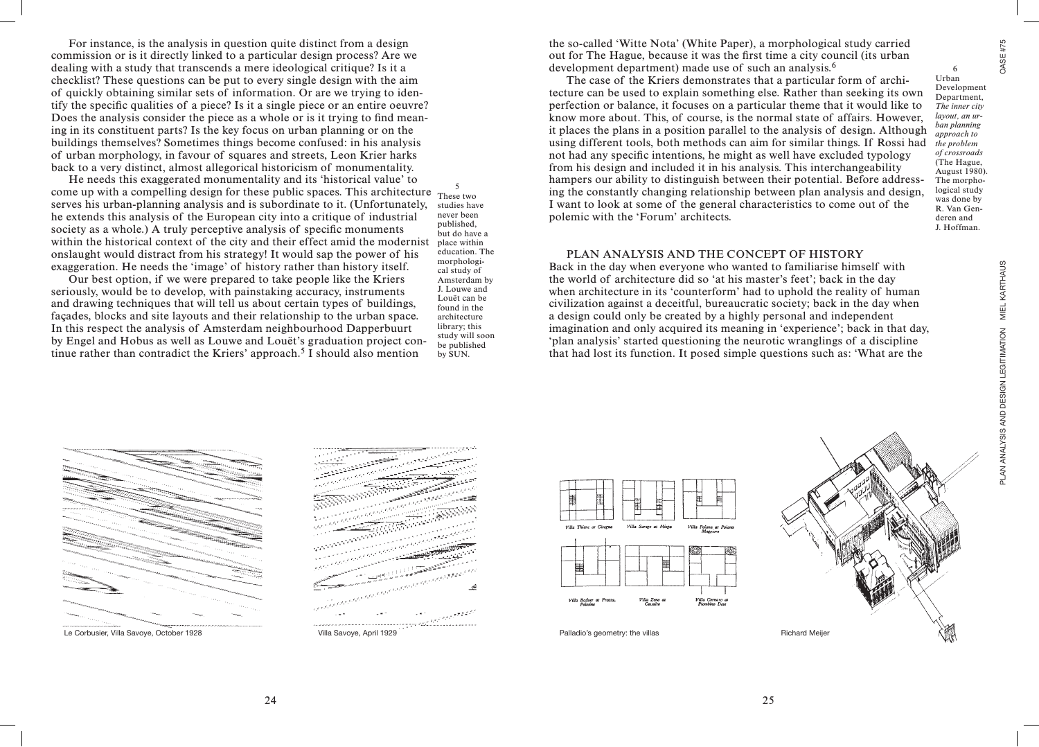For instance, is the analysis in question quite distinct from a design commission or is it directly linked to a particular design process? Are we dealing with a study that transcends a mere ideological critique? Is it a checklist? These questions can be put to every single design with the aim of quickly obtaining similar sets of information. Or are we trying to identify the specific qualities of a piece? Is it a single piece or an entire oeuvre? Does the analysis consider the piece as a whole or is it trying to find meaning in its constituent parts? Is the key focus on urban planning or on the buildings themselves? Sometimes things become confused: in his analysis of urban morphology, in favour of squares and streets, Leon Krier harks back to a very distinct, almost allegorical historicism of monumentality.

He needs this exaggerated monumentality and its 'historical value' to come up with a compelling design for these public spaces. This architecture serves his urban-planning analysis and is subordinate to it. (Unfortunately, he extends this analysis of the European city into a critique of industrial society as a whole.) A truly perceptive analysis of specific monuments within the historical context of the city and their effect amid the modernist onslaught would distract from his strategy! It would sap the power of his exaggeration. He needs the 'image' of history rather than history itself.

Our best option, if we were prepared to take people like the Kriers seriously, would be to develop, with painstaking accuracy, instruments and drawing techniques that will tell us about certain types of buildings, façades, blocks and site layouts and their relationship to the urban space. In this respect the analysis of Amsterdam neighbourhood Dapperbuurt by Engel and Hobus as well as Louwe and Louët's graduation project continue rather than contradict the Kriers' approach.[5] I should also mention the so-called 'Witte Nota' (White Paper), a morphological study carried out for The Hague, because it was the first time a city council (its urban development department) made use of such an analysis.[6]

The case of the Kriers demonstrates that a particular form of architecture can be used to explain something else. Rather than seeking its own perfection or balance, it focuses on a particular theme that it would like to know more about. This, of course, is the normal state of affairs. However, it places the plans in a position parallel to the analysis of design. Although using different tools, both methods can aim for similar things. If Rossi had not had any specific intentions, he might as well have excluded typology from his design and included it in his analysis. This interchangeability hampers our ability to distinguish between their potential. Before addressing the constantly changing relationship between plan analysis and design, I want to look at some of the general characteristics to come out of the polemic with the 'Forum' architects.

5 These two studies have never been published, but do have a place within education. The morphological study of Amsterdam by J. Louwe and Louët can be found in the architecture library; this study will soon be published by SUN.

6 Urban Development Department, *The inner city layout, an urban planning approach to the problem of crossroads* (The Hague, August 1980). The morphological study was done by R. Van Genderen and J. Hoffman.

## PLAN ANALYSIS AND THE CONCEPT OF HISTORY

Back in the day when everyone who wanted to familiarise himself with the world of architecture did so 'at his master's feet'; back in the day when architecture in its 'counterform' had to uphold the reality of human civilization against a deceitful, bureaucratic society; back in the day when a design could only be created by a highly personal and independent imagination and only acquired its meaning in 'experience'; back in that day, 'plan analysis' started questioning the neurotic wranglings of a discipline that had lost its function. It posed simple questions such as: 'What are the

Le Corbusier, Villa Savoye, October 1928

Villa Savoye, April 1929

Palladio's geometry: the villas

Richard Meijer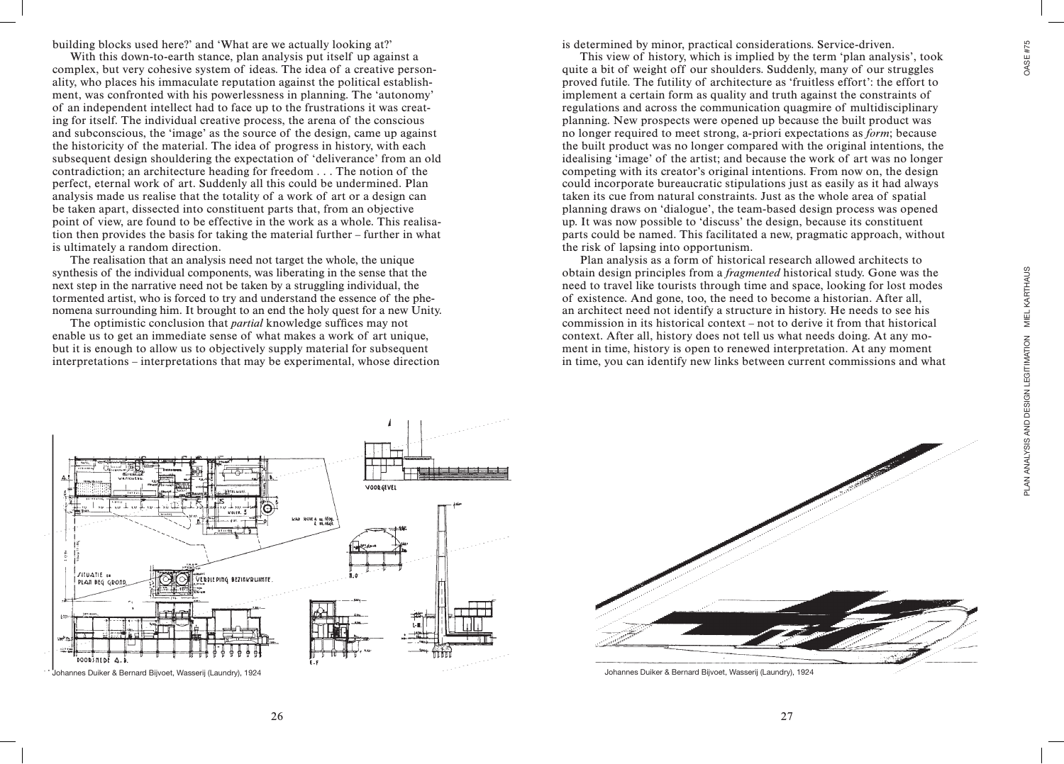building blocks used here?' and 'What are we actually looking at?'

With this down-to-earth stance, plan analysis put itself up against a complex, but very cohesive system of ideas. The idea of a creative personality, who places his immaculate reputation against the political establishment, was confronted with his powerlessness in planning. The 'autonomy' of an independent intellect had to face up to the frustrations it was creating for itself. The individual creative process, the arena of the conscious and subconscious, the 'image' as the source of the design, came up against the historicity of the material. The idea of progress in history, with each subsequent design shouldering the expectation of 'deliverance' from an old contradiction; an architecture heading for freedom . . . The notion of the perfect, eternal work of art. Suddenly all this could be undermined. Plan analysis made us realise that the totality of a work of art or a design can be taken apart, dissected into constituent parts that, from an objective point of view, are found to be effective in the work as a whole. This realisation then provides the basis for taking the material further – further in what is ultimately a random direction.

The realisation that an analysis need not target the whole, the unique synthesis of the individual components, was liberating in the sense that the next step in the narrative need not be taken by a struggling individual, the tormented artist, who is forced to try and understand the essence of the phenomena surrounding him. It brought to an end the holy quest for a new Unity.

The optimistic conclusion that *partial* knowledge suffices may not enable us to get an immediate sense of what makes a work of art unique, but it is enough to allow us to objectively supply material for subsequent interpretations – interpretations that may be experimental, whose direction is determined by minor, practical considerations. Service-driven.

This view of history, which is implied by the term 'plan analysis', took quite a bit of weight off our shoulders. Suddenly, many of our struggles proved futile. The futility of architecture as 'fruitless effort': the effort to implement a certain form as quality and truth against the constraints of regulations and across the communication quagmire of multidisciplinary planning. New prospects were opened up because the built product was no longer required to meet strong, a-priori expectations as *form*; because the built product was no longer compared with the original intentions, the idealising 'image' of the artist; and because the work of art was no longer competing with its creator's original intentions. From now on, the design could incorporate bureaucratic stipulations just as easily as it had always taken its cue from natural constraints. Just as the whole area of spatial planning draws on 'dialogue', the team-based design process was opened up. It was now possible to 'discuss' the design, because its constituent parts could be named. This facilitated a new, pragmatic approach, without the risk of lapsing into opportunism.

Plan analysis as a form of historical research allowed architects to obtain design principles from a *fragmented* historical study. Gone was the need to travel like tourists through time and space, looking for lost modes of existence. And gone, too, the need to become a historian. After all, an architect need not identify a structure in history. He needs to see his commission in its historical context – not to derive it from that historical context. After all, history does not tell us what needs doing. At any moment in time, history is open to renewed interpretation. At any moment in time, you can identify new links between current commissions and what

Johannes Duiker & Bernard Bijvoet, Wasserij (Laundry), 1924

Johannes Duiker & Bernard Bijvoet, Wasserij (Laundry), 1924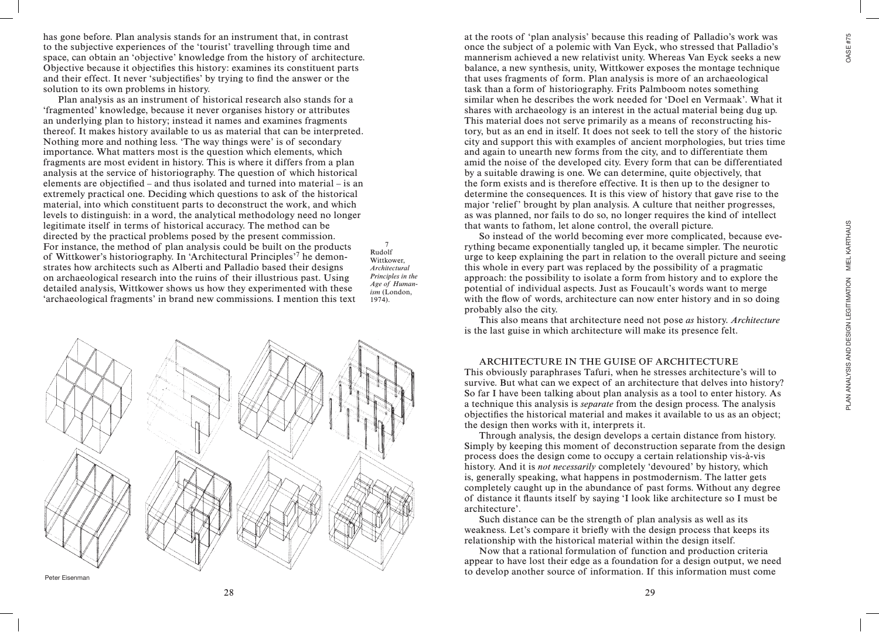has gone before. Plan analysis stands for an instrument that, in contrast to the subjective experiences of the 'tourist' travelling through time and space, can obtain an 'objective' knowledge from the history of architecture. Objective because it objectifies this history: examines its constituent parts and their effect. It never 'subjectifies' by trying to find the answer or the solution to its own problems in history.

Plan analysis as an instrument of historical research also stands for a 'fragmented' knowledge, because it never organises history or attributes an underlying plan to history; instead it names and examines fragments thereof. It makes history available to us as material that can be interpreted. Nothing more and nothing less. 'The way things were' is of secondary importance. What matters most is the question which elements, which fragments are most evident in history. This is where it differs from a plan analysis at the service of historiography. The question of which historical elements are objectified – and thus isolated and turned into material – is an extremely practical one. Deciding which questions to ask of the historical material, into which constituent parts to deconstruct the work, and which levels to distinguish: in a word, the analytical methodology need no longer legitimate itself in terms of historical accuracy. The method can be directed by the practical problems posed by the present commission. For instance, the method of plan analysis could be built on the products of Wittkower's historiography. In 'Architectural Principles'[7] he demonstrates how architects such as Alberti and Palladio based their designs on archaeological research into the ruins of their illustrious past. Using detailed analysis, Wittkower shows us how they experimented with these 'archaeological fragments' in brand new commissions. I mention this text at the roots of 'plan analysis' because this reading of Palladio's work was once the subject of a polemic with Van Eyck, who stressed that Palladio's mannerism achieved a new relativist unity. Whereas Van Eyck seeks a new balance, a new synthesis, unity, Wittkower exposes the montage technique that uses fragments of form. Plan analysis is more of an archaeological task than a form of historiography. Frits Palmboom notes something similar when he describes the work needed for 'Doel en Vermaak'. What it shares with archaeology is an interest in the actual material being dug up. This material does not serve primarily as a means of reconstructing history, but as an end in itself. It does not seek to tell the story of the historic city and support this with examples of ancient morphologies, but tries time and again to unearth new forms from the city, and to differentiate them amid the noise of the developed city. Every form that can be differentiated by a suitable drawing is one. We can determine, quite objectively, that the form exists and is therefore effective. It is then up to the designer to determine the consequences. It is this view of history that gave rise to the major 'relief' brought by plan analysis. A culture that neither progresses, as was planned, nor fails to do so, no longer requires the kind of intellect that wants to fathom, let alone control, the overall picture.

7 Rudolf Wittkower, *Architectural Principles in the Age of Humanism* (London, 1974).

Peter Eisenman

So instead of the world becoming ever more complicated, because everything became exponentially tangled up, it became simpler. The neurotic urge to keep explaining the part in relation to the overall picture and seeing this whole in every part was replaced by the possibility of a pragmatic approach: the possibility to isolate a form from history and to explore the potential of individual aspects. Just as Foucault's words want to merge with the flow of words, architecture can now enter history and in so doing probably also the city.

This also means that architecture need not pose *as* history. *Architecture* is the last guise in which architecture will make its presence felt.

## ARCHITECTURE IN THE GUISE OF ARCHITECTURE

This obviously paraphrases Tafuri, when he stresses architecture's will to survive. But what can we expect of an architecture that delves into history? So far I have been talking about plan analysis as a tool to enter history. As a technique this analysis is *separate* from the design process. The analysis objectifies the historical material and makes it available to us as an object; the design then works with it, interprets it.

Through analysis, the design develops a certain distance from history. Simply by keeping this moment of deconstruction separate from the design process does the design come to occupy a certain relationship vis-à-vis history. And it is *not necessarily* completely 'devoured' by history, which is, generally speaking, what happens in postmodernism. The latter gets completely caught up in the abundance of past forms. Without any degree of distance it flaunts itself by saying 'I look like architecture so I must be architecture'.

Such distance can be the strength of plan analysis as well as its weakness. Let's compare it briefly with the design process that keeps its relationship with the historical material within the design itself.

Now that a rational formulation of function and production criteria appear to have lost their edge as a foundation for a design output, we need to develop another source of information. If this information must come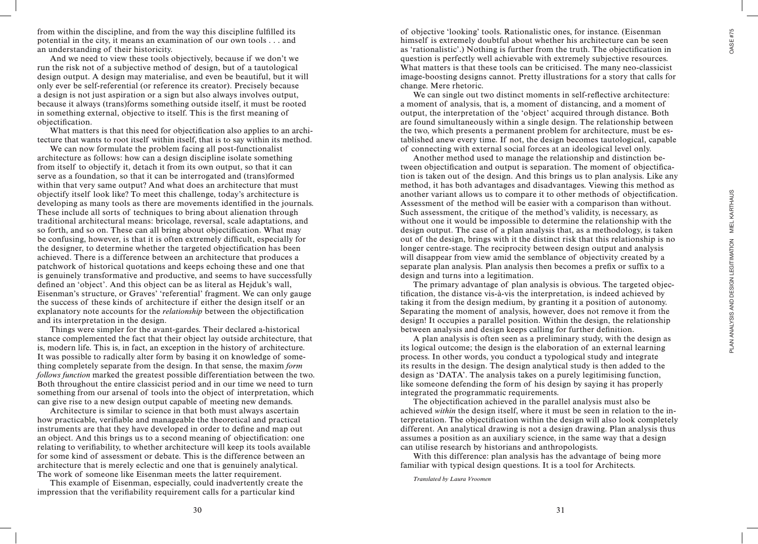from within the discipline, and from the way this discipline fulfilled its potential in the city, it means an examination of our own tools . . . and an understanding of their historicity.

And we need to view these tools objectively, because if we don't we run the risk not of a subjective method of design, but of a tautological design output. A design may materialise, and even be beautiful, but it will only ever be self-referential (or reference its creator). Precisely because a design is not just aspiration or a sign but also always involves output, because it always (trans)forms something outside itself, it must be rooted in something external, objective to itself. This is the first meaning of objectification.

What matters is that this need for objectification also applies to an architecture that wants to root itself within itself, that is to say within its method.

We can now formulate the problem facing all post-functionalist architecture as follows: how can a design discipline isolate something from itself to objectify it, detach it from its own output, so that it can serve as a foundation, so that it can be interrogated and (trans)formed within that very same output? And what does an architecture that must objectify itself look like? To meet this challenge, today's architecture is developing as many tools as there are movements identified in the journals. These include all sorts of techniques to bring about alienation through traditional architectural means: bricolage, reversal, scale adaptations, and so forth, and so on. These can all bring about objectification. What may be confusing, however, is that it is often extremely difficult, especially for the designer, to determine whether the targeted objectification has been achieved. There is a difference between an architecture that produces a patchwork of historical quotations and keeps echoing these and one that is genuinely transformative and productive, and seems to have successfully defined an 'object'. And this object can be as literal as Hejduk's wall, Eisenman's structure, or Graves' 'referential' fragment. We can only gauge the success of these kinds of architecture if either the design itself or an explanatory note accounts for the *relationship* between the objectification and its interpretation in the design.

Things were simpler for the avant-gardes. Their declared a-historical stance complemented the fact that their object lay outside architecture, that is, modern life. This is, in fact, an exception in the history of architecture. It was possible to radically alter form by basing it on knowledge of something completely separate from the design. In that sense, the maxim *form follows function* marked the greatest possible differentiation between the two. Both throughout the entire classicist period and in our time we need to turn something from our arsenal of tools into the object of interpretation, which can give rise to a new design output capable of meeting new demands.

Architecture is similar to science in that both must always ascertain how practicable, verifiable and manageable the theoretical and practical instruments are that they have developed in order to define and map out an object. And this brings us to a second meaning of objectification: one relating to verifiability, to whether architecture will keep its tools available for some kind of assessment or debate. This is the difference between an architecture that is merely eclectic and one that is genuinely analytical. The work of someone like Eisenman meets the latter requirement.

This example of Eisenman, especially, could inadvertently create the impression that the verifiability requirement calls for a particular kind of objective 'looking' tools. Rationalistic ones, for instance. (Eisenman himself is extremely doubtful about whether his architecture can be seen as 'rationalistic'.) Nothing is further from the truth. The objectification in question is perfectly well achievable with extremely subjective resources. What matters is that these tools can be criticised. The many neo-classicist image-boosting designs cannot. Pretty illustrations for a story that calls for change. Mere rhetoric.

We can single out two distinct moments in self-reflective architecture: a moment of analysis, that is, a moment of distancing, and a moment of output, the interpretation of the 'object' acquired through distance. Both are found simultaneously within a single design. The relationship between the two, which presents a permanent problem for architecture, must be established anew every time. If not, the design becomes tautological, capable of connecting with external social forces at an ideological level only.

Another method used to manage the relationship and distinction between objectification and output is separation. The moment of objectification is taken out of the design. And this brings us to plan analysis. Like any method, it has both advantages and disadvantages. Viewing this method as another variant allows us to compare it to other methods of objectification. Assessment of the method will be easier with a comparison than without. Such assessment, the critique of the method's validity, is necessary, as without one it would be impossible to determine the relationship with the design output. The case of a plan analysis that, as a methodology, is taken out of the design, brings with it the distinct risk that this relationship is no longer centre-stage. The reciprocity between design output and analysis will disappear from view amid the semblance of objectivity created by a separate plan analysis. Plan analysis then becomes a prefix or suffix to a design and turns into a legitimation.

The primary advantage of plan analysis is obvious. The targeted objectification, the distance vis-à-vis the interpretation, is indeed achieved by taking it from the design medium, by granting it a position of autonomy. Separating the moment of analysis, however, does not remove it from the design! It occupies a parallel position. Within the design, the relationship between analysis and design keeps calling for further definition.

A plan analysis is often seen as a preliminary study, with the design as its logical outcome; the design is the elaboration of an external learning process. In other words, you conduct a typological study and integrate its results in the design. The design analytical study is then added to the design as 'DATA'. The analysis takes on a purely legitimising function, like someone defending the form of his design by saying it has properly integrated the programmatic requirements.

The objectification achieved in the parallel analysis must also be achieved *within* the design itself, where it must be seen in relation to the interpretation. The objectification within the design will also look completely different. An analytical drawing is not a design drawing. Plan analysis thus assumes a position as an auxiliary science, in the same way that a design can utilise research by historians and anthropologists.

With this difference: plan analysis has the advantage of being more familiar with typical design questions. It is a tool for Architects.

*Translated by Laura Vroomen*